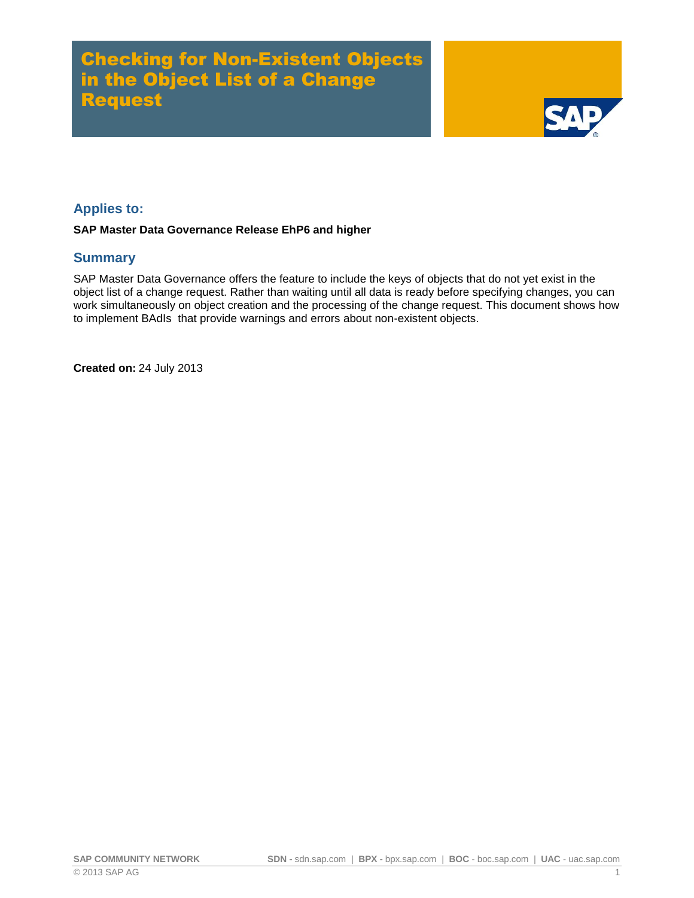# Checking for Non-Existent Objects in the Object List of a Change Request

## Applies to:

**SAP Master Data Governance Release EhP6 and higher**

## Summary

SAP Master Data Governance offers the feature to include the keys of objects that do not yet exist in the object list of a change request. Rather than waiting until all data is ready before specifying changes, you can work simultaneously on object creation and the processing of the change request. This document shows how to implement BAdIs that provide warnings and errors about non-existent objects.

**Created on:** 24 July 2013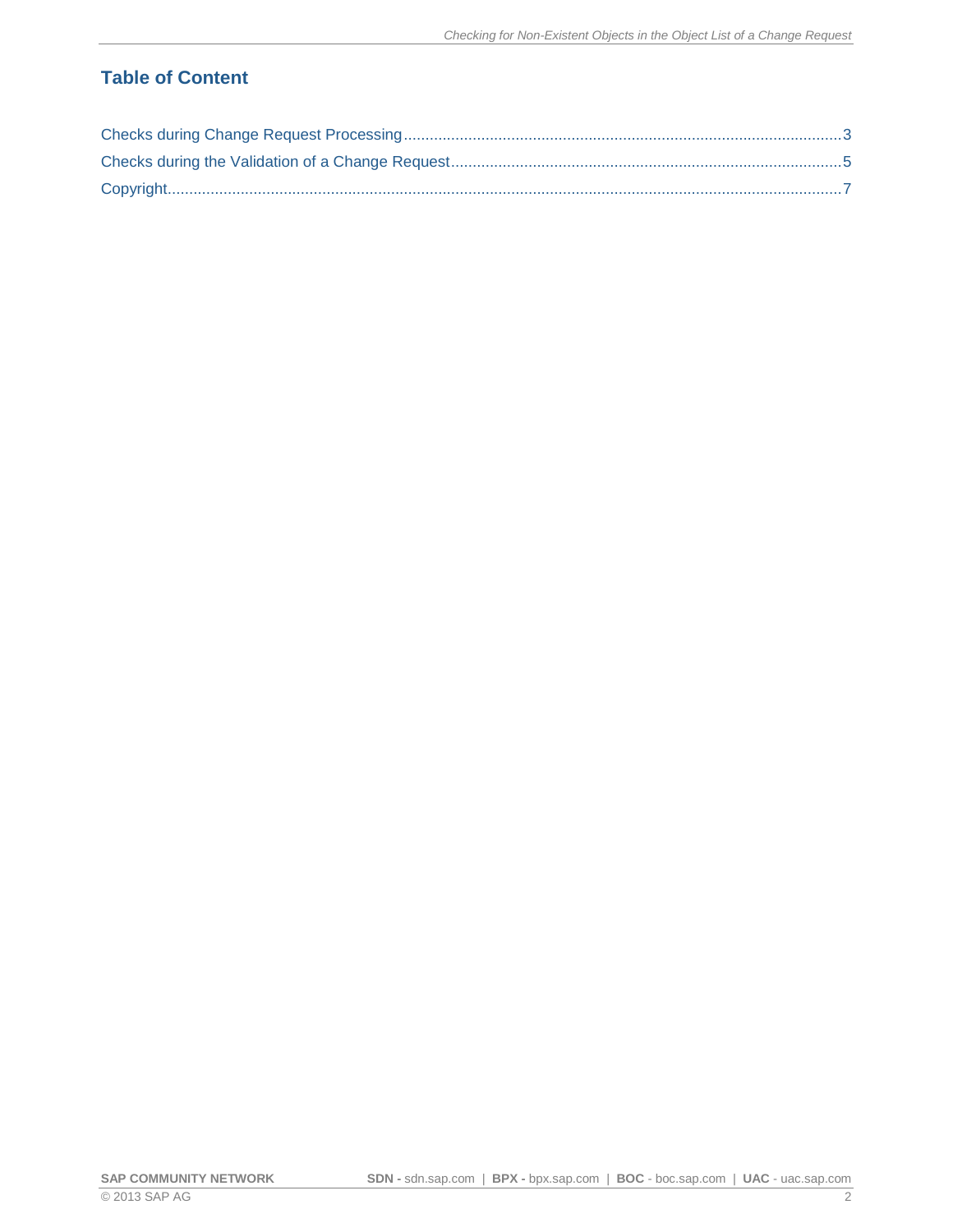## Table of Content

Checks during Change Request Processing .......... 3

Checks during the Validation of a Change Request .......... 5

Copyright .......... 7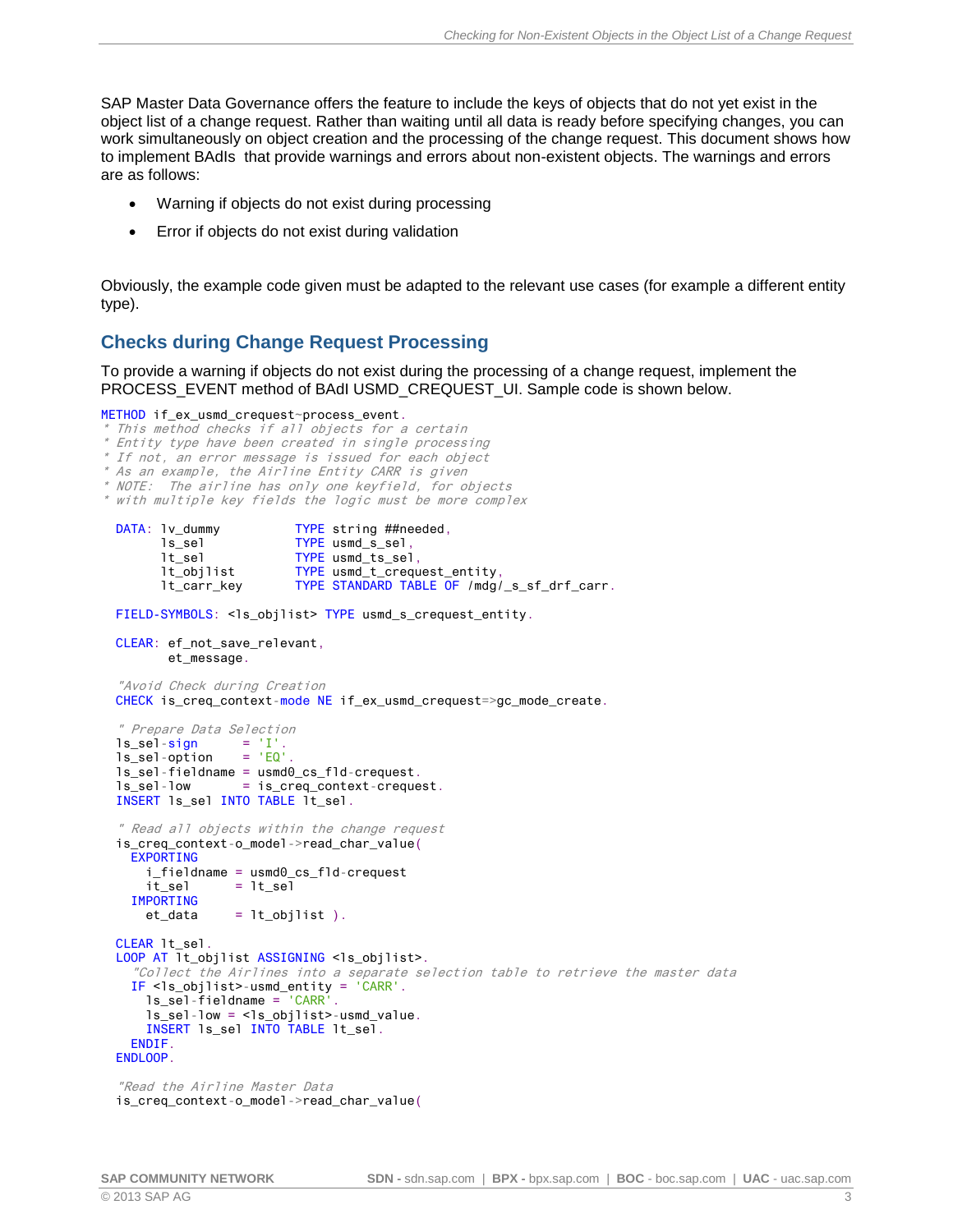SAP Master Data Governance offers the feature to include the keys of objects that do not yet exist in the object list of a change request. Rather than waiting until all data is ready before specifying changes, you can work simultaneously on object creation and the processing of the change request. This document shows how to implement BAdIs that provide warnings and errors about non-existent objects. The warnings and errors are as follows:

- Warning if objects do not exist during processing
- Error if objects do not exist during validation

Obviously, the example code given must be adapted to the relevant use cases (for example a different entity type).

## Checks during Change Request Processing

To provide a warning if objects do not exist during the processing of a change request, implement the PROCESS_EVENT method of BAdI USMD_CREQUEST_UI. Sample code is shown below.

```
METHOD if_ex_usmd_crequest~process_event.
* This method checks if all objects for a certain
* Entity type have been created in single processing
* If not, an error message is issued for each object
* As an example, the Airline Entity CARR is given
* NOTE:  The airline has only one keyfield, for objects
* with multiple key fields the logic must be more complex

  DATA: lv_dummy          TYPE string ##needed,
        ls_sel            TYPE usmd_s_sel,
        lt_sel            TYPE usmd_ts_sel,
        lt_objlist        TYPE usmd_t_crequest_entity,
        lt_carr_key       TYPE STANDARD TABLE OF /mdg/_s_sf_drf_carr.

  FIELD-SYMBOLS: <ls_objlist> TYPE usmd_s_crequest_entity.

  CLEAR: ef_not_save_relevant,
         et_message.

  "Avoid Check during Creation
  CHECK is_creq_context-mode NE if_ex_usmd_crequest=>gc_mode_create.

  " Prepare Data Selection
  ls_sel-sign      = 'I'.
  ls_sel-option    = 'EQ'.
  ls_sel-fieldname = usmd0_cs_fld-crequest.
  ls_sel-low       = is_creq_context-crequest.
  INSERT ls_sel INTO TABLE lt_sel.

  " Read all objects within the change request
  is_creq_context-o_model->read_char_value(
    EXPORTING
      i_fieldname = usmd0_cs_fld-crequest
      it_sel      = lt_sel
    IMPORTING
      et_data     = lt_objlist ).

  CLEAR lt_sel.
  LOOP AT lt_objlist ASSIGNING <ls_objlist>.
    "Collect the Airlines into a separate selection table to retrieve the master data
    IF <ls_objlist>-usmd_entity = 'CARR'.
      ls_sel-fieldname = 'CARR'.
      ls_sel-low = <ls_objlist>-usmd_value.
      INSERT ls_sel INTO TABLE lt_sel.
    ENDIF.
  ENDLOOP.

  "Read the Airline Master Data
  is_creq_context-o_model->read_char_value(
```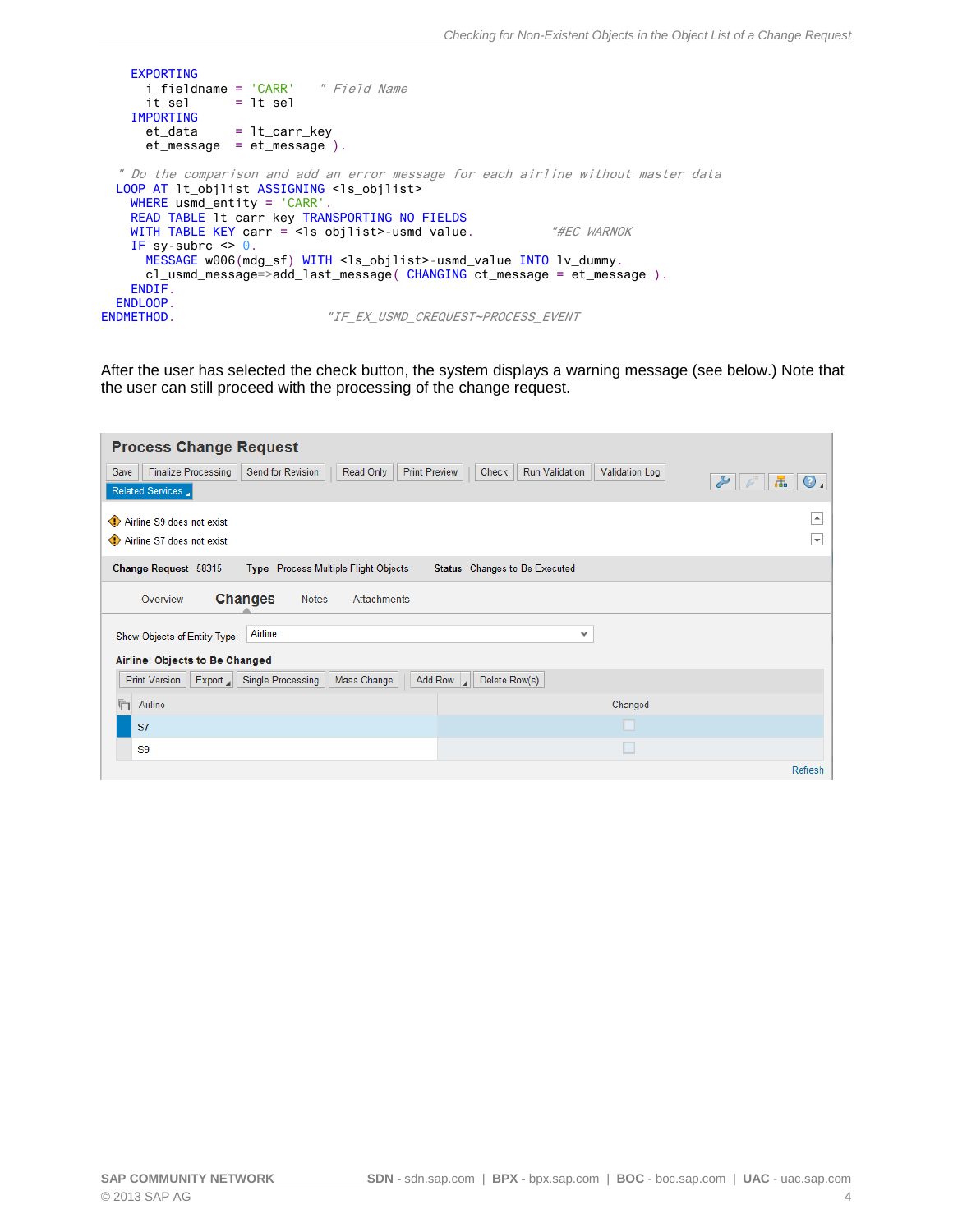```
    EXPORTING
      i_fieldname  = 'CARR'    " Field Name
      it_sel       = lt_sel
    IMPORTING
      et_data      = lt_carr_key
      et_message   = et_message ).

  " Do the comparison and add an error message for each airline without master data
  LOOP AT lt_objlist ASSIGNING <ls_objlist>
    WHERE usmd_entity = 'CARR'.
    READ TABLE lt_carr_key TRANSPORTING NO FIELDS
    WITH TABLE KEY carr = <ls_objlist>-usmd_value.          "#EC WARNOK
    IF sy-subrc <> 0.
      MESSAGE w006(mdg_sf) WITH <ls_objlist>-usmd_value INTO lv_dummy.
      cl_usmd_message=>add_last_message( CHANGING ct_message = et_message ).
    ENDIF.
  ENDLOOP.
ENDMETHOD.                    "IF_EX_USMD_CREQUEST~PROCESS_EVENT
```

After the user has selected the check button, the system displays a warning message (see below.) Note that the user can still proceed with the processing of the change request.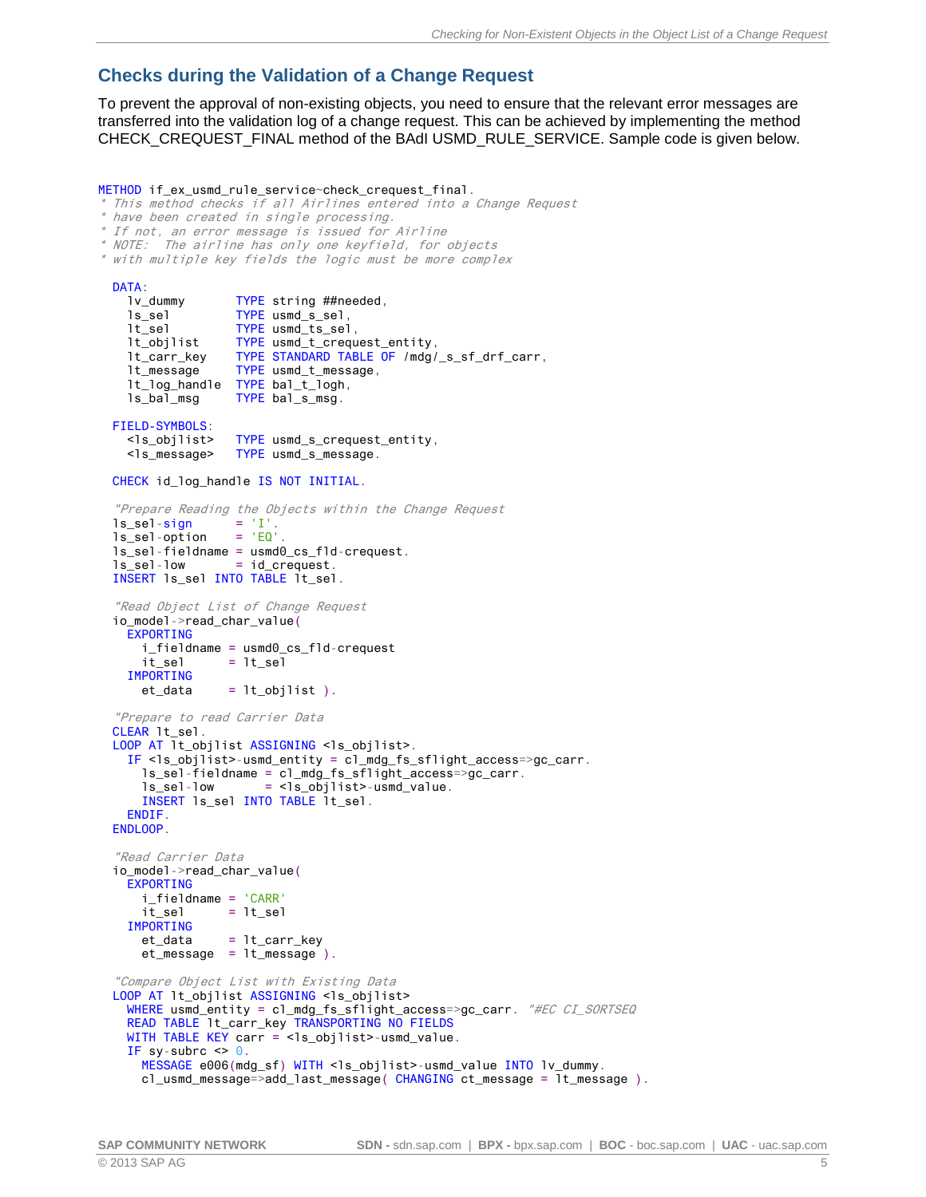## Checks during the Validation of a Change Request

To prevent the approval of non-existing objects, you need to ensure that the relevant error messages are transferred into the validation log of a change request. This can be achieved by implementing the method CHECK_CREQUEST_FINAL method of the BAdI USMD_RULE_SERVICE. Sample code is given below.

```
METHOD if_ex_usmd_rule_service~check_crequest_final.
* This method checks if all Airlines entered into a Change Request
* have been created in single processing.
* If not, an error message is issued for Airline
* NOTE:  The airline has only one keyfield, for objects
* with multiple key fields the logic must be more complex

  DATA:
    lv_dummy       TYPE string ##needed,
    ls_sel         TYPE usmd_s_sel,
    lt_sel         TYPE usmd_ts_sel,
    lt_objlist     TYPE usmd_t_crequest_entity,
    lt_carr_key    TYPE STANDARD TABLE OF /mdg/_s_sf_drf_carr,
    lt_message     TYPE usmd_t_message,
    lt_log_handle  TYPE bal_t_logh,
    ls_bal_msg     TYPE bal_s_msg.

  FIELD-SYMBOLS:
    <ls_objlist>   TYPE usmd_s_crequest_entity,
    <ls_message>   TYPE usmd_s_message.

  CHECK id_log_handle IS NOT INITIAL.

  "Prepare Reading the Objects within the Change Request
  ls_sel-sign      = 'I'.
  ls_sel-option    = 'EQ'.
  ls_sel-fieldname = usmd0_cs_fld-crequest.
  ls_sel-low       = id_crequest.
  INSERT ls_sel INTO TABLE lt_sel.

  "Read Object List of Change Request
  io_model->read_char_value(
    EXPORTING
      i_fieldname = usmd0_cs_fld-crequest
      it_sel      = lt_sel
    IMPORTING
      et_data     = lt_objlist ).

  "Prepare to read Carrier Data
  CLEAR lt_sel.
  LOOP AT lt_objlist ASSIGNING <ls_objlist>.
    IF <ls_objlist>-usmd_entity = cl_mdg_fs_sflight_access=>gc_carr.
      ls_sel-fieldname = cl_mdg_fs_sflight_access=>gc_carr.
      ls_sel-low       = <ls_objlist>-usmd_value.
      INSERT ls_sel INTO TABLE lt_sel.
    ENDIF.
  ENDLOOP.

  "Read Carrier Data
  io_model->read_char_value(
    EXPORTING
      i_fieldname = 'CARR'
      it_sel      = lt_sel
    IMPORTING
      et_data     = lt_carr_key
      et_message  = lt_message ).

  "Compare Object List with Existing Data
  LOOP AT lt_objlist ASSIGNING <ls_objlist>
    WHERE usmd_entity = cl_mdg_fs_sflight_access=>gc_carr. "#EC CI_SORTSEQ
    READ TABLE lt_carr_key TRANSPORTING NO FIELDS
    WITH TABLE KEY carr = <ls_objlist>-usmd_value.
    IF sy-subrc <> 0.
      MESSAGE e006(mdg_sf) WITH <ls_objlist>-usmd_value INTO lv_dummy.
      cl_usmd_message=>add_last_message( CHANGING ct_message = lt_message ).
```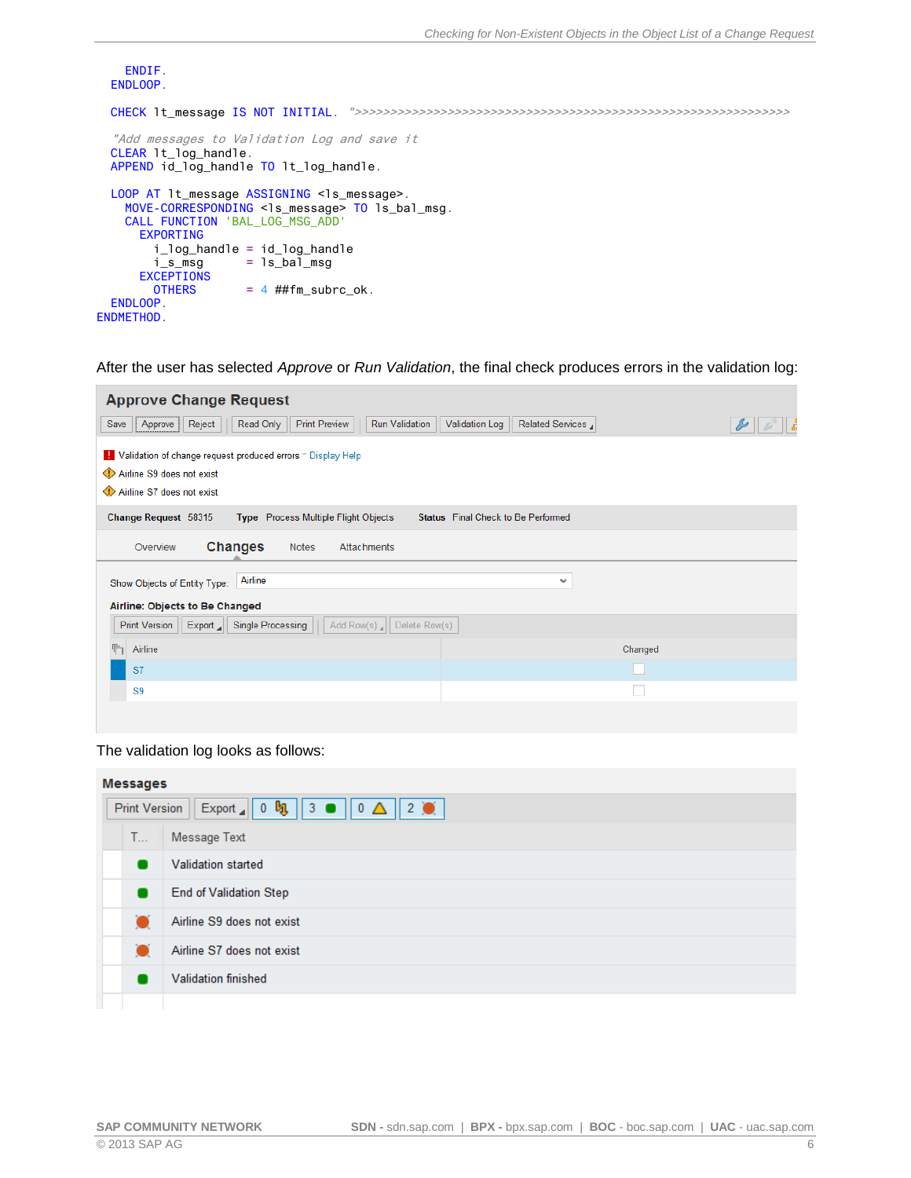```
    ENDIF.
  ENDLOOP.

  CHECK lt_message IS NOT INITIAL. ">>>>>>>>>>>>>>>>>>>>>>>>>>>>>>>>>>>>>>>>>>>>>>>>>>>>>>>>>>>>

  "Add messages to Validation Log and save it
  CLEAR lt_log_handle.
  APPEND id_log_handle TO lt_log_handle.

  LOOP AT lt_message ASSIGNING <ls_message>.
    MOVE-CORRESPONDING <ls_message> TO ls_bal_msg.
    CALL FUNCTION 'BAL_LOG_MSG_ADD'
      EXPORTING
        i_log_handle = id_log_handle
        i_s_msg      = ls_bal_msg
      EXCEPTIONS
        OTHERS       = 4 ##fm_subrc_ok.
  ENDLOOP.
ENDMETHOD.
```

After the user has selected *Approve* or *Run Validation*, the final check produces errors in the validation log:

**Approve Change Request**

Save | Approve | Reject | Read Only | Print Preview | Run Validation | Validation Log | Related Services

Validation of change request produced errors – Display Help
Airline S9 does not exist
Airline S7 does not exist

**Change Request** 58315 **Type** Process Multiple Flight Objects **Status** Final Check to Be Performed

Overview | **Changes** | Notes | Attachments

Show Objects of Entity Type: Airline

**Airline: Objects to Be Changed**

Print Version | Export | Single Processing | Add Row(s) | Delete Row(s)

| Airline | Changed |
|---|---|
| S7 | ☐ |
| S9 | ☐ |

The validation log looks as follows:

**Messages**

Print Version | Export | 0 | 3 | 0 | 2

| T... | Message Text |
|---|---|
| ● | Validation started |
| ● | End of Validation Step |
| ● | Airline S9 does not exist |
| ● | Airline S7 does not exist |
| ● | Validation finished |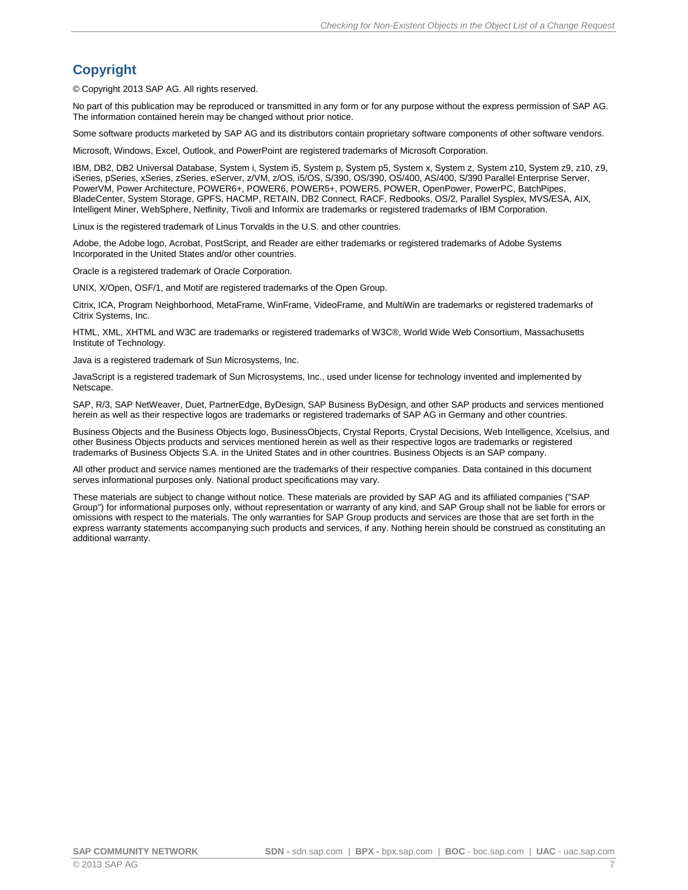## Copyright

© Copyright 2013 SAP AG. All rights reserved.

No part of this publication may be reproduced or transmitted in any form or for any purpose without the express permission of SAP AG. The information contained herein may be changed without prior notice.

Some software products marketed by SAP AG and its distributors contain proprietary software components of other software vendors.

Microsoft, Windows, Excel, Outlook, and PowerPoint are registered trademarks of Microsoft Corporation.

IBM, DB2, DB2 Universal Database, System i, System i5, System p, System p5, System x, System z, System z10, System z9, z10, z9, iSeries, pSeries, xSeries, zSeries, eServer, z/VM, z/OS, i5/OS, S/390, OS/390, OS/400, AS/400, S/390 Parallel Enterprise Server, PowerVM, Power Architecture, POWER6+, POWER6, POWER5+, POWER5, POWER, OpenPower, PowerPC, BatchPipes, BladeCenter, System Storage, GPFS, HACMP, RETAIN, DB2 Connect, RACF, Redbooks, OS/2, Parallel Sysplex, MVS/ESA, AIX, Intelligent Miner, WebSphere, Netfinity, Tivoli and Informix are trademarks or registered trademarks of IBM Corporation.

Linux is the registered trademark of Linus Torvalds in the U.S. and other countries.

Adobe, the Adobe logo, Acrobat, PostScript, and Reader are either trademarks or registered trademarks of Adobe Systems Incorporated in the United States and/or other countries.

Oracle is a registered trademark of Oracle Corporation.

UNIX, X/Open, OSF/1, and Motif are registered trademarks of the Open Group.

Citrix, ICA, Program Neighborhood, MetaFrame, WinFrame, VideoFrame, and MultiWin are trademarks or registered trademarks of Citrix Systems, Inc.

HTML, XML, XHTML and W3C are trademarks or registered trademarks of W3C®, World Wide Web Consortium, Massachusetts Institute of Technology.

Java is a registered trademark of Sun Microsystems, Inc.

JavaScript is a registered trademark of Sun Microsystems, Inc., used under license for technology invented and implemented by Netscape.

SAP, R/3, SAP NetWeaver, Duet, PartnerEdge, ByDesign, SAP Business ByDesign, and other SAP products and services mentioned herein as well as their respective logos are trademarks or registered trademarks of SAP AG in Germany and other countries.

Business Objects and the Business Objects logo, BusinessObjects, Crystal Reports, Crystal Decisions, Web Intelligence, Xcelsius, and other Business Objects products and services mentioned herein as well as their respective logos are trademarks or registered trademarks of Business Objects S.A. in the United States and in other countries. Business Objects is an SAP company.

All other product and service names mentioned are the trademarks of their respective companies. Data contained in this document serves informational purposes only. National product specifications may vary.

These materials are subject to change without notice. These materials are provided by SAP AG and its affiliated companies ("SAP Group") for informational purposes only, without representation or warranty of any kind, and SAP Group shall not be liable for errors or omissions with respect to the materials. The only warranties for SAP Group products and services are those that are set forth in the express warranty statements accompanying such products and services, if any. Nothing herein should be construed as constituting an additional warranty.